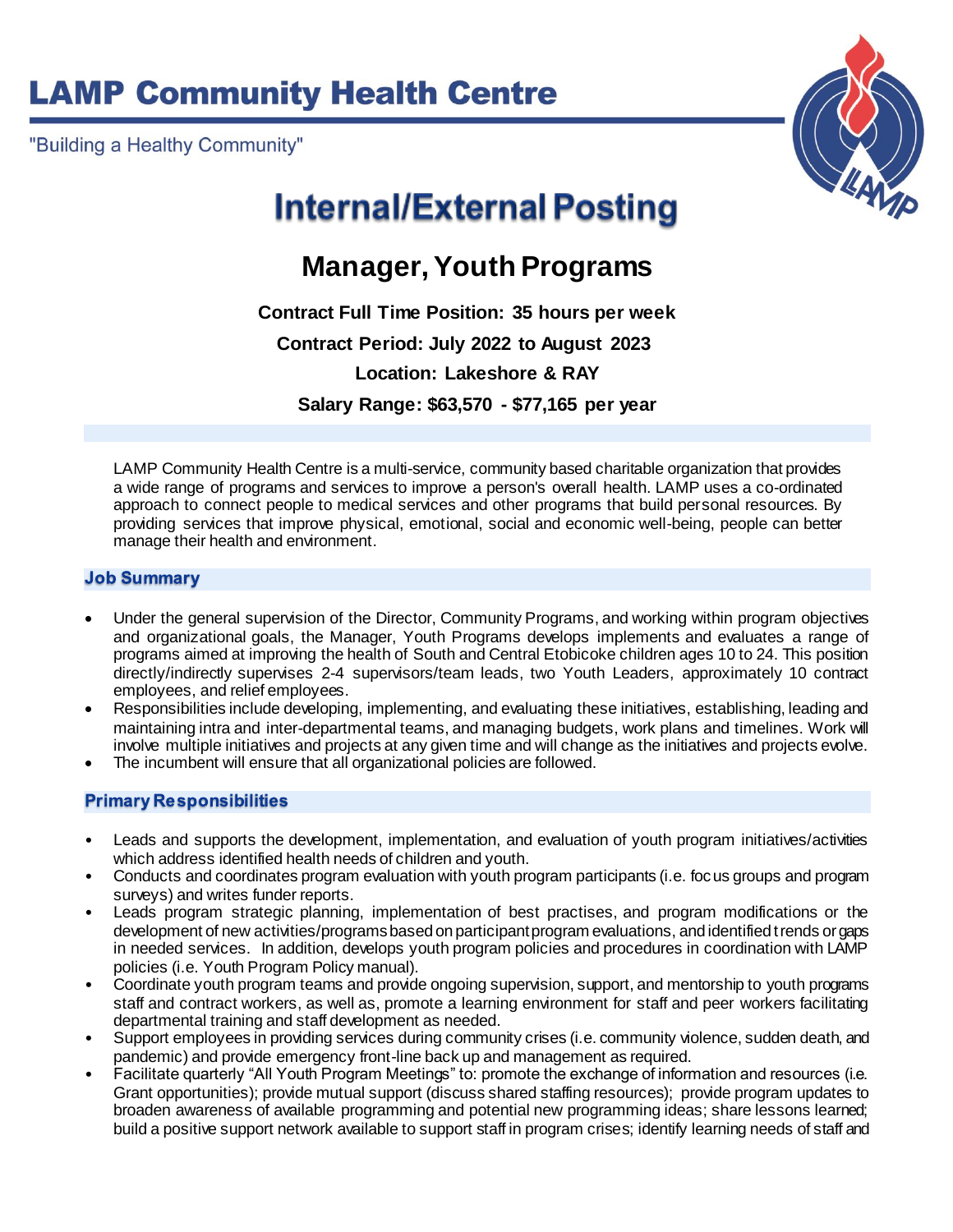# LAMP Community Health Centre

"Building a Healthy Community"

## Internal/External Posting

## Manager, Youth Programs

**Contract Full Time Position: 35 hours per week**

**Contract Period: July 2022 to August 2023**

**Location: Lakeshore & RAY**

**Salary Range: $63,570 - $77,165 per year**

LAMP Community Health Centre is a multi-service, community based charitable organization that provides a wide range of programs and services to improve a person's overall health. LAMP uses a co-ordinated approach to connect people to medical services and other programs that build personal resources. By providing services that improve physical, emotional, social and economic well-being, people can better manage their health and environment.

### Job Summary

- Under the general supervision of the Director, Community Programs, and working within program objectives and organizational goals, the Manager, Youth Programs develops implements and evaluates a range of programs aimed at improving the health of South and Central Etobicoke children ages 10 to 24. This position directly/indirectly supervises 2-4 supervisors/team leads, two Youth Leaders, approximately 10 contract employees, and relief employees.
- Responsibilities include developing, implementing, and evaluating these initiatives, establishing, leading and maintaining intra and inter-departmental teams, and managing budgets, work plans and timelines. Work will involve multiple initiatives and projects at any given time and will change as the initiatives and projects evolve.
- The incumbent will ensure that all organizational policies are followed.

### Primary Responsibilities

- Leads and supports the development, implementation, and evaluation of youth program initiatives/activities which address identified health needs of children and youth.
- Conducts and coordinates program evaluation with youth program participants (i.e. focus groups and program surveys) and writes funder reports.
- Leads program strategic planning, implementation of best practises, and program modifications or the development of new activities/programs based on participant program evaluations, and identified trends or gaps in needed services. In addition, develops youth program policies and procedures in coordination with LAMP policies (i.e. Youth Program Policy manual).
- Coordinate youth program teams and provide ongoing supervision, support, and mentorship to youth programs staff and contract workers, as well as, promote a learning environment for staff and peer workers facilitating departmental training and staff development as needed.
- Support employees in providing services during community crises (i.e. community violence, sudden death, and pandemic) and provide emergency front-line back up and management as required.
- Facilitate quarterly "All Youth Program Meetings" to: promote the exchange of information and resources (i.e. Grant opportunities); provide mutual support (discuss shared staffing resources); provide program updates to broaden awareness of available programming and potential new programming ideas; share lessons learned; build a positive support network available to support staff in program crises; identify learning needs of staff and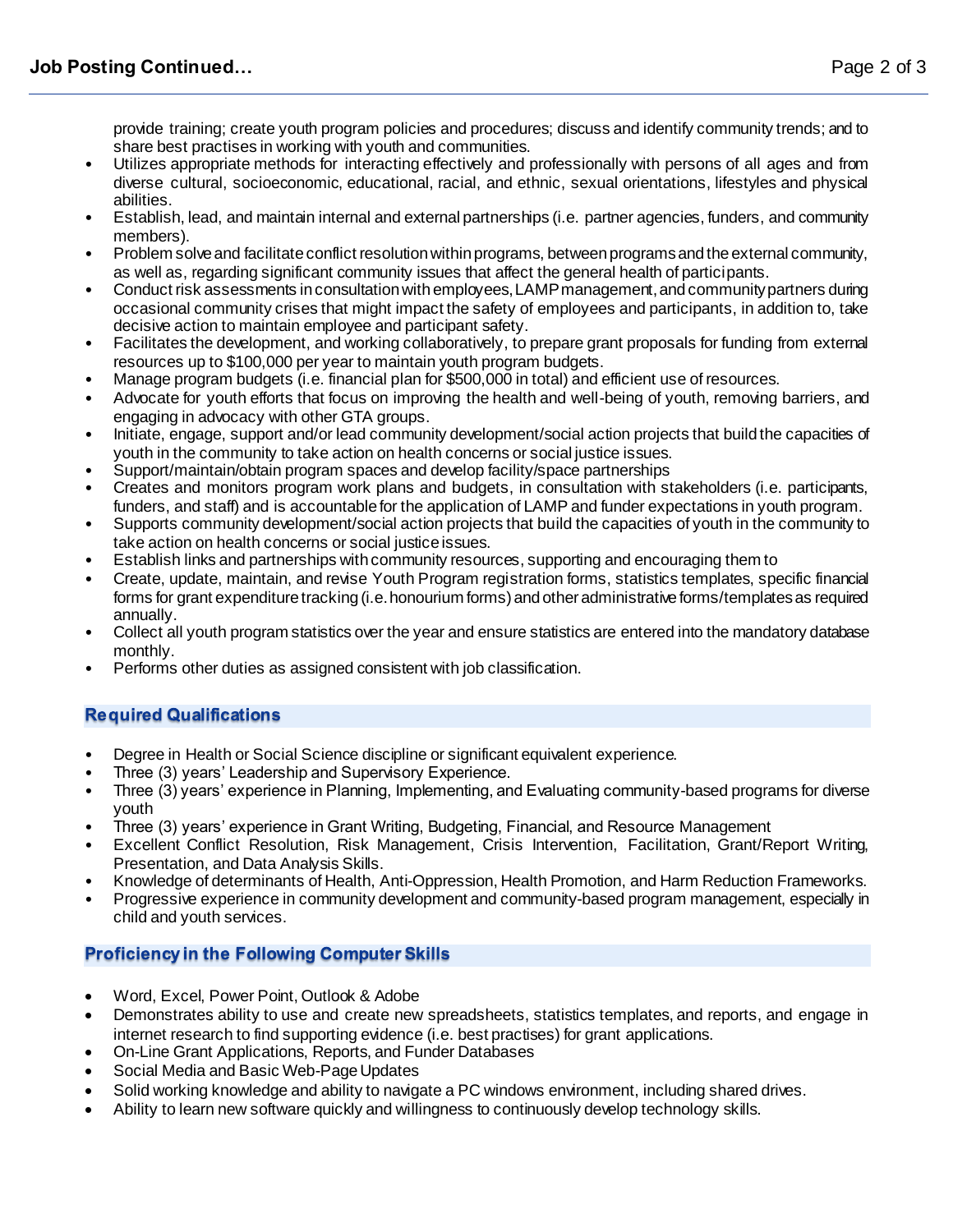provide training; create youth program policies and procedures; discuss and identify community trends; and to share best practises in working with youth and communities.

- Utilizes appropriate methods for interacting effectively and professionally with persons of all ages and from diverse cultural, socioeconomic, educational, racial, and ethnic, sexual orientations, lifestyles and physical abilities.
- Establish, lead, and maintain internal and external partnerships (i.e. partner agencies, funders, and community members).
- Problem solve and facilitate conflict resolution within programs, between programs and the external community, as well as, regarding significant community issues that affect the general health of participants.
- Conduct risk assessments in consultation with employees, LAMP management, and community partners during occasional community crises that might impact the safety of employees and participants, in addition to, take decisive action to maintain employee and participant safety.
- Facilitates the development, and working collaboratively, to prepare grant proposals for funding from external resources up to $100,000 per year to maintain youth program budgets.
- Manage program budgets (i.e. financial plan for $500,000 in total) and efficient use of resources.
- Advocate for youth efforts that focus on improving the health and well-being of youth, removing barriers, and engaging in advocacy with other GTA groups.
- Initiate, engage, support and/or lead community development/social action projects that build the capacities of youth in the community to take action on health concerns or social justice issues.
- Support/maintain/obtain program spaces and develop facility/space partnerships
- Creates and monitors program work plans and budgets, in consultation with stakeholders (i.e. participants, funders, and staff) and is accountable for the application of LAMP and funder expectations in youth program.
- Supports community development/social action projects that build the capacities of youth in the community to take action on health concerns or social justice issues.
- Establish links and partnerships with community resources, supporting and encouraging them to
- Create, update, maintain, and revise Youth Program registration forms, statistics templates, specific financial forms for grant expenditure tracking (i.e. honourium forms) and other administrative forms/templates as required annually.
- Collect all youth program statistics over the year and ensure statistics are entered into the mandatory database monthly.
- Performs other duties as assigned consistent with job classification.

## Required Qualifications

- Degree in Health or Social Science discipline or significant equivalent experience.
- Three (3) years' Leadership and Supervisory Experience.
- Three (3) years' experience in Planning, Implementing, and Evaluating community-based programs for diverse youth
- Three (3) years' experience in Grant Writing, Budgeting, Financial, and Resource Management
- Excellent Conflict Resolution, Risk Management, Crisis Intervention, Facilitation, Grant/Report Writing, Presentation, and Data Analysis Skills.
- Knowledge of determinants of Health, Anti-Oppression, Health Promotion, and Harm Reduction Frameworks.
- Progressive experience in community development and community-based program management, especially in child and youth services.

## Proficiency in the Following Computer Skills

- Word, Excel, Power Point, Outlook & Adobe
- Demonstrates ability to use and create new spreadsheets, statistics templates, and reports, and engage in internet research to find supporting evidence (i.e. best practises) for grant applications.
- On-Line Grant Applications, Reports, and Funder Databases
- Social Media and Basic Web-Page Updates
- Solid working knowledge and ability to navigate a PC windows environment, including shared drives.
- Ability to learn new software quickly and willingness to continuously develop technology skills.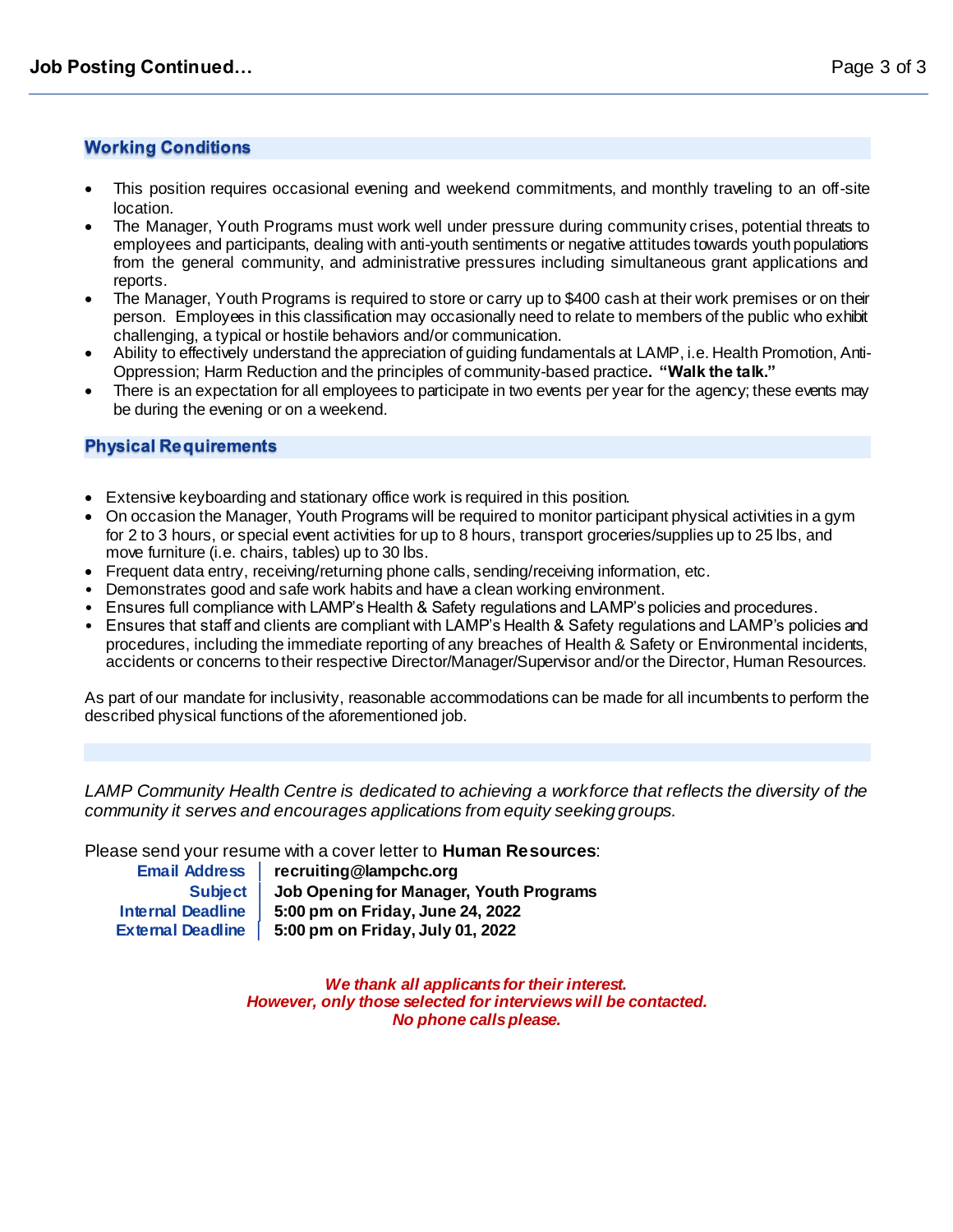## Working Conditions

- This position requires occasional evening and weekend commitments, and monthly traveling to an off-site location.
- The Manager, Youth Programs must work well under pressure during community crises, potential threats to employees and participants, dealing with anti-youth sentiments or negative attitudes towards youth populations from the general community, and administrative pressures including simultaneous grant applications and reports.
- The Manager, Youth Programs is required to store or carry up to $400 cash at their work premises or on their person. Employees in this classification may occasionally need to relate to members of the public who exhibit challenging, a typical or hostile behaviors and/or communication.
- Ability to effectively understand the appreciation of guiding fundamentals at LAMP, i.e. Health Promotion, Anti-Oppression; Harm Reduction and the principles of community-based practice. **"Walk the talk."**
- There is an expectation for all employees to participate in two events per year for the agency; these events may be during the evening or on a weekend.

## Physical Requirements

- Extensive keyboarding and stationary office work is required in this position.
- On occasion the Manager, Youth Programs will be required to monitor participant physical activities in a gym for 2 to 3 hours, or special event activities for up to 8 hours, transport groceries/supplies up to 25 lbs, and move furniture (i.e. chairs, tables) up to 30 lbs.
- Frequent data entry, receiving/returning phone calls, sending/receiving information, etc.
- Demonstrates good and safe work habits and have a clean working environment.
- Ensures full compliance with LAMP's Health & Safety regulations and LAMP's policies and procedures.
- Ensures that staff and clients are compliant with LAMP's Health & Safety regulations and LAMP's policies and procedures, including the immediate reporting of any breaches of Health & Safety or Environmental incidents, accidents or concerns to their respective Director/Manager/Supervisor and/or the Director, Human Resources.

As part of our mandate for inclusivity, reasonable accommodations can be made for all incumbents to perform the described physical functions of the aforementioned job.

*LAMP Community Health Centre is dedicated to achieving a workforce that reflects the diversity of the community it serves and encourages applications from equity seeking groups.*

Please send your resume with a cover letter to **Human Resources**:

| | |
|---|---|
| **Email Address** | **recruiting@lampchc.org** |
| **Subject** | **Job Opening for Manager, Youth Programs** |
| **Internal Deadline** | **5:00 pm on Friday, June 24, 2022** |
| **External Deadline** | **5:00 pm on Friday, July 01, 2022** |

***We thank all applicants for their interest.***
***However, only those selected for interviews will be contacted.***
***No phone calls please.***